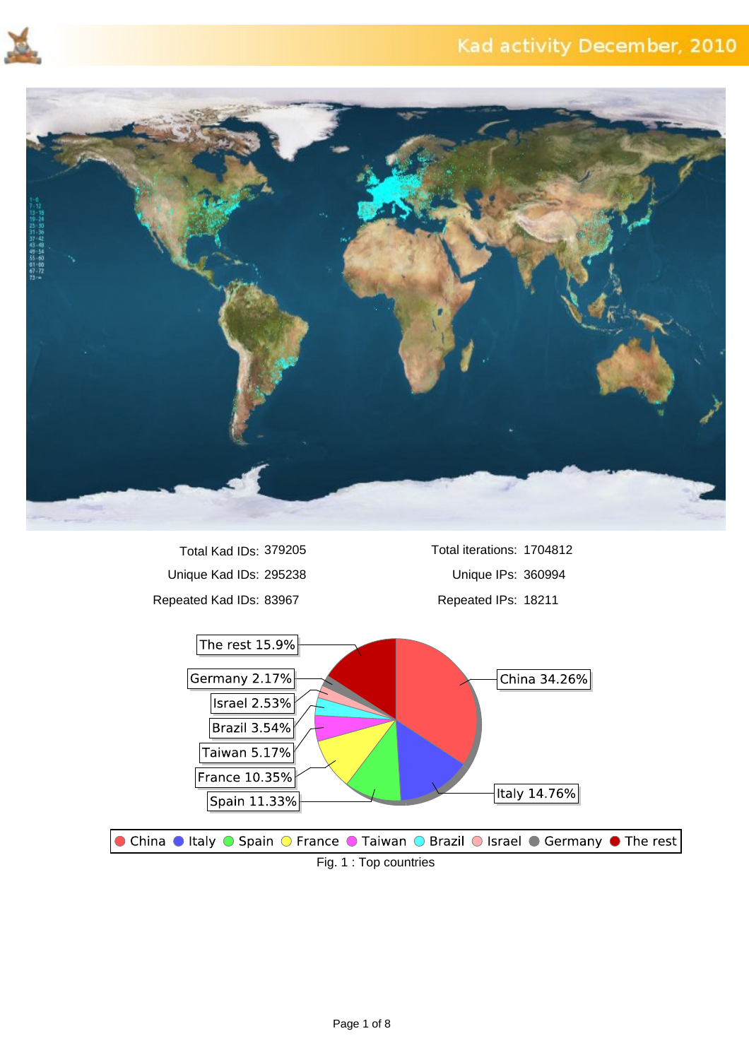# Kad activity December, 2010

| Total Kad IDs: | 379205 | Total iterations: | 1704812 |
|---|---|---|---|
| Unique Kad IDs: | 295238 | Unique IPs: | 360994 |
| Repeated Kad IDs: | 83967 | Repeated IPs: | 18211 |

The rest 15.9%
Germany 2.17%
Israel 2.53%
Brazil 3.54%
Taiwan 5.17%
France 10.35%
Spain 11.33%
China 34.26%
Italy 14.76%

China Italy Spain France Taiwan Brazil Israel Germany The rest

Fig. 1 : Top countries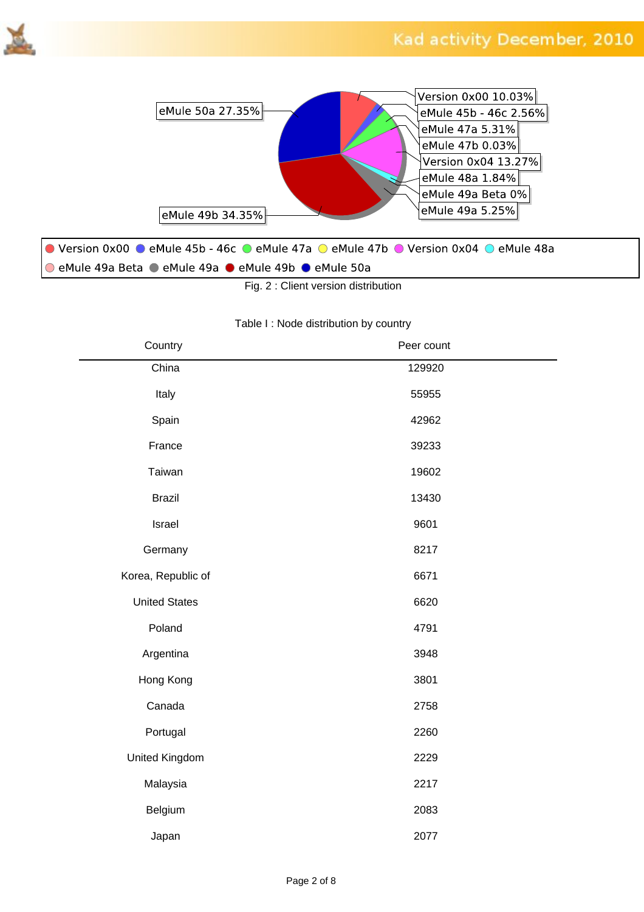Version 0x00 10.03%
eMule 45b - 46c 2.56%
eMule 47a 5.31%
eMule 47b 0.03%
Version 0x04 13.27%
eMule 48a 1.84%
eMule 49a Beta 0%
eMule 49a 5.25%
eMule 49b 34.35%
eMule 50a 27.35%

Fig. 2 : Client version distribution

Table I : Node distribution by country

| Country | Peer count |
|---|---|
| China | 129920 |
| Italy | 55955 |
| Spain | 42962 |
| France | 39233 |
| Taiwan | 19602 |
| Brazil | 13430 |
| Israel | 9601 |
| Germany | 8217 |
| Korea, Republic of | 6671 |
| United States | 6620 |
| Poland | 4791 |
| Argentina | 3948 |
| Hong Kong | 3801 |
| Canada | 2758 |
| Portugal | 2260 |
| United Kingdom | 2229 |
| Malaysia | 2217 |
| Belgium | 2083 |
| Japan | 2077 |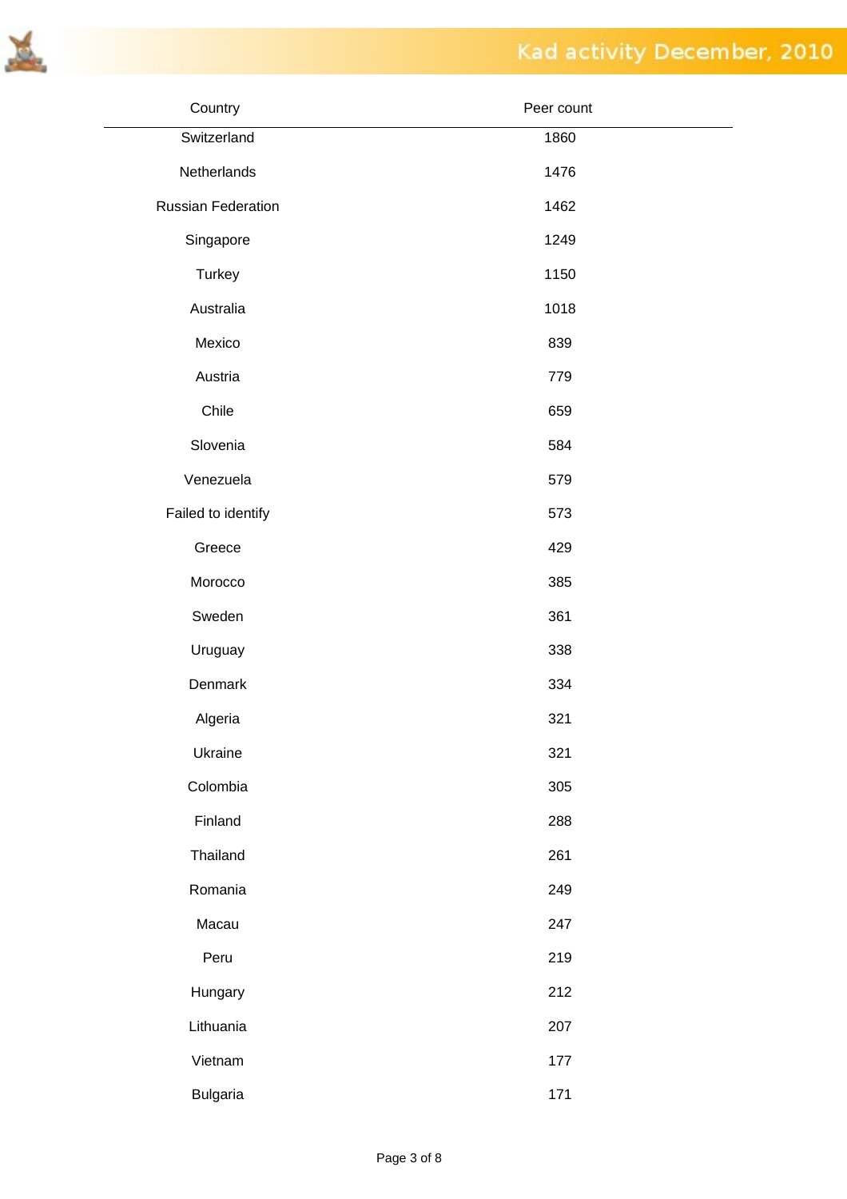| Country | Peer count |
|---|---|
| Switzerland | 1860 |
| Netherlands | 1476 |
| Russian Federation | 1462 |
| Singapore | 1249 |
| Turkey | 1150 |
| Australia | 1018 |
| Mexico | 839 |
| Austria | 779 |
| Chile | 659 |
| Slovenia | 584 |
| Venezuela | 579 |
| Failed to identify | 573 |
| Greece | 429 |
| Morocco | 385 |
| Sweden | 361 |
| Uruguay | 338 |
| Denmark | 334 |
| Algeria | 321 |
| Ukraine | 321 |
| Colombia | 305 |
| Finland | 288 |
| Thailand | 261 |
| Romania | 249 |
| Macau | 247 |
| Peru | 219 |
| Hungary | 212 |
| Lithuania | 207 |
| Vietnam | 177 |
| Bulgaria | 171 |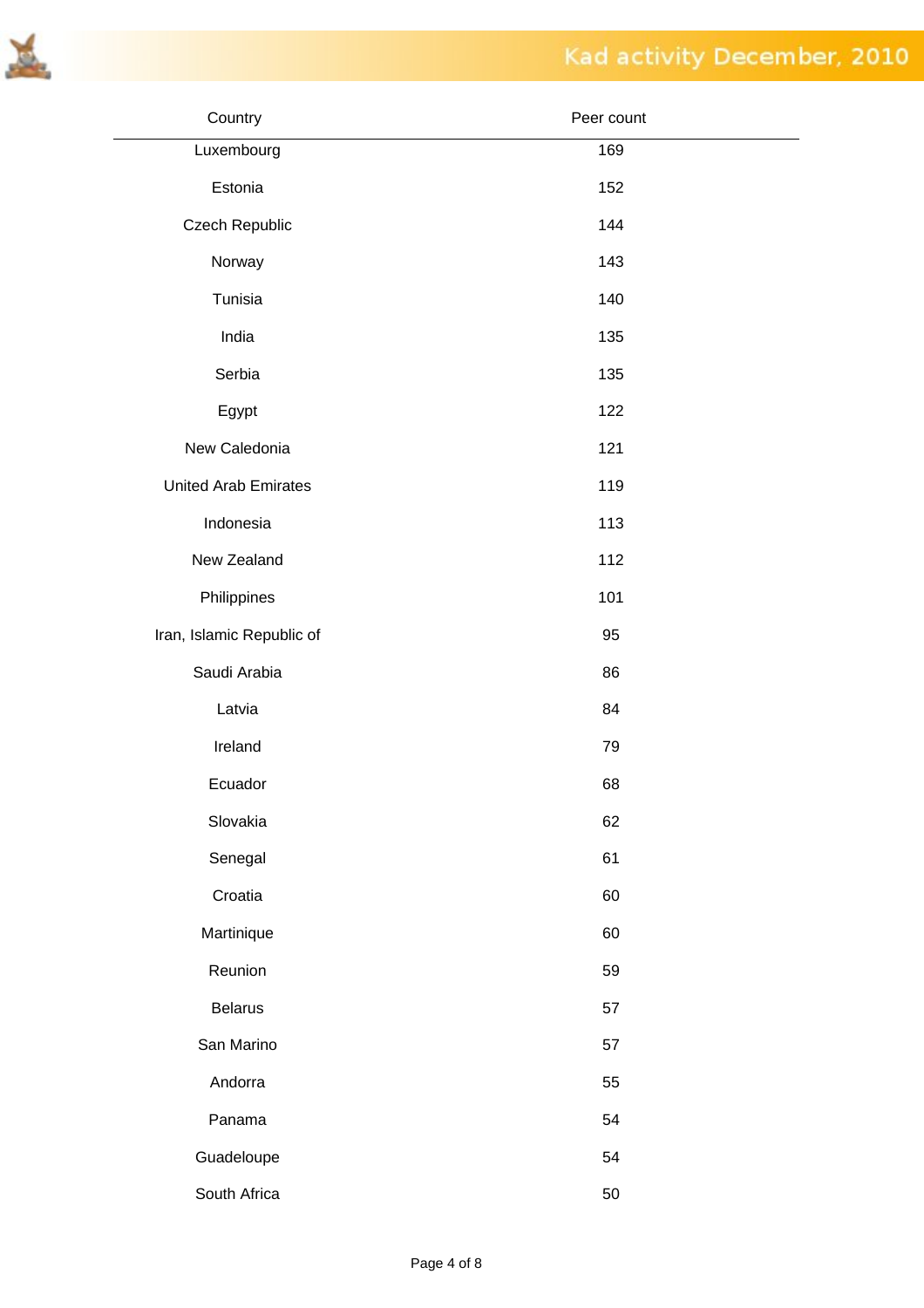| Country | Peer count |
| --- | --- |
| Luxembourg | 169 |
| Estonia | 152 |
| Czech Republic | 144 |
| Norway | 143 |
| Tunisia | 140 |
| India | 135 |
| Serbia | 135 |
| Egypt | 122 |
| New Caledonia | 121 |
| United Arab Emirates | 119 |
| Indonesia | 113 |
| New Zealand | 112 |
| Philippines | 101 |
| Iran, Islamic Republic of | 95 |
| Saudi Arabia | 86 |
| Latvia | 84 |
| Ireland | 79 |
| Ecuador | 68 |
| Slovakia | 62 |
| Senegal | 61 |
| Croatia | 60 |
| Martinique | 60 |
| Reunion | 59 |
| Belarus | 57 |
| San Marino | 57 |
| Andorra | 55 |
| Panama | 54 |
| Guadeloupe | 54 |
| South Africa | 50 |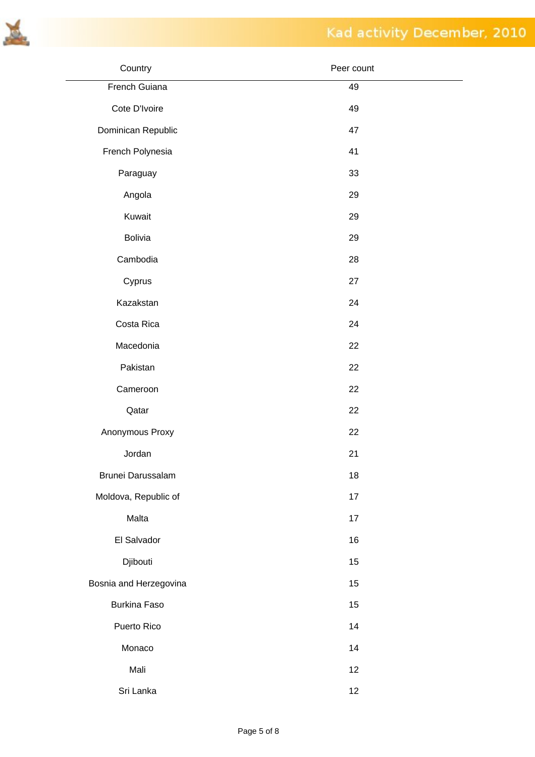| Country | Peer count |
| --- | --- |
| French Guiana | 49 |
| Cote D'Ivoire | 49 |
| Dominican Republic | 47 |
| French Polynesia | 41 |
| Paraguay | 33 |
| Angola | 29 |
| Kuwait | 29 |
| Bolivia | 29 |
| Cambodia | 28 |
| Cyprus | 27 |
| Kazakstan | 24 |
| Costa Rica | 24 |
| Macedonia | 22 |
| Pakistan | 22 |
| Cameroon | 22 |
| Qatar | 22 |
| Anonymous Proxy | 22 |
| Jordan | 21 |
| Brunei Darussalam | 18 |
| Moldova, Republic of | 17 |
| Malta | 17 |
| El Salvador | 16 |
| Djibouti | 15 |
| Bosnia and Herzegovina | 15 |
| Burkina Faso | 15 |
| Puerto Rico | 14 |
| Monaco | 14 |
| Mali | 12 |
| Sri Lanka | 12 |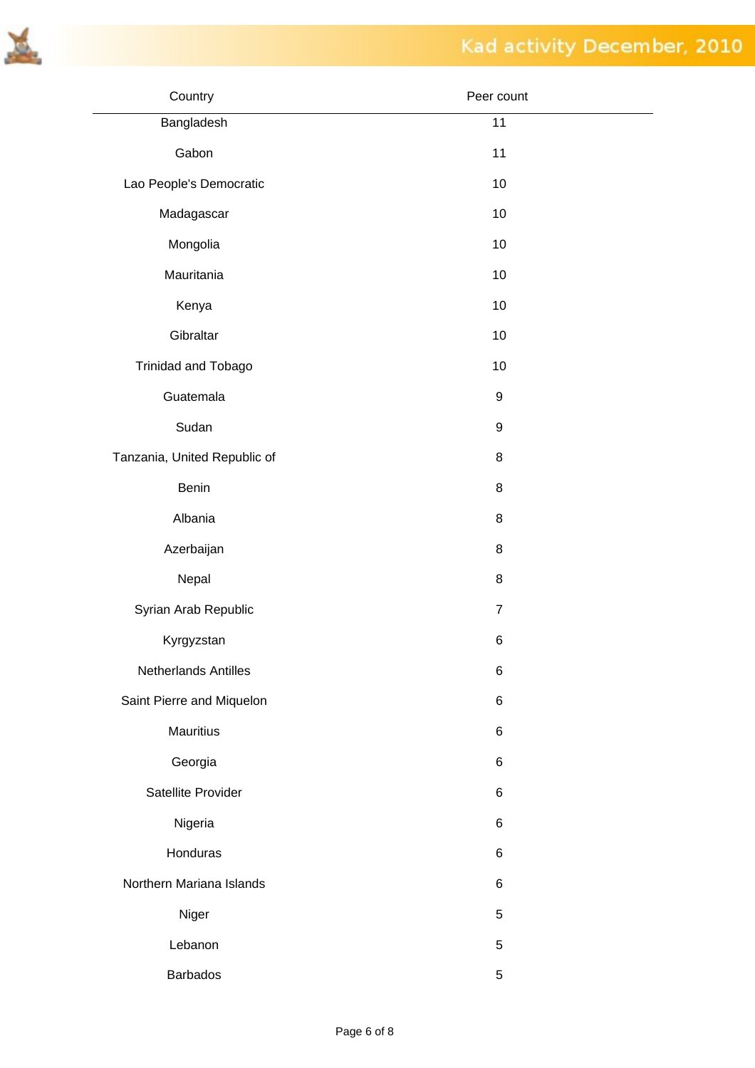| Country | Peer count |
| --- | --- |
| Bangladesh | 11 |
| Gabon | 11 |
| Lao People's Democratic | 10 |
| Madagascar | 10 |
| Mongolia | 10 |
| Mauritania | 10 |
| Kenya | 10 |
| Gibraltar | 10 |
| Trinidad and Tobago | 10 |
| Guatemala | 9 |
| Sudan | 9 |
| Tanzania, United Republic of | 8 |
| Benin | 8 |
| Albania | 8 |
| Azerbaijan | 8 |
| Nepal | 8 |
| Syrian Arab Republic | 7 |
| Kyrgyzstan | 6 |
| Netherlands Antilles | 6 |
| Saint Pierre and Miquelon | 6 |
| Mauritius | 6 |
| Georgia | 6 |
| Satellite Provider | 6 |
| Nigeria | 6 |
| Honduras | 6 |
| Northern Mariana Islands | 6 |
| Niger | 5 |
| Lebanon | 5 |
| Barbados | 5 |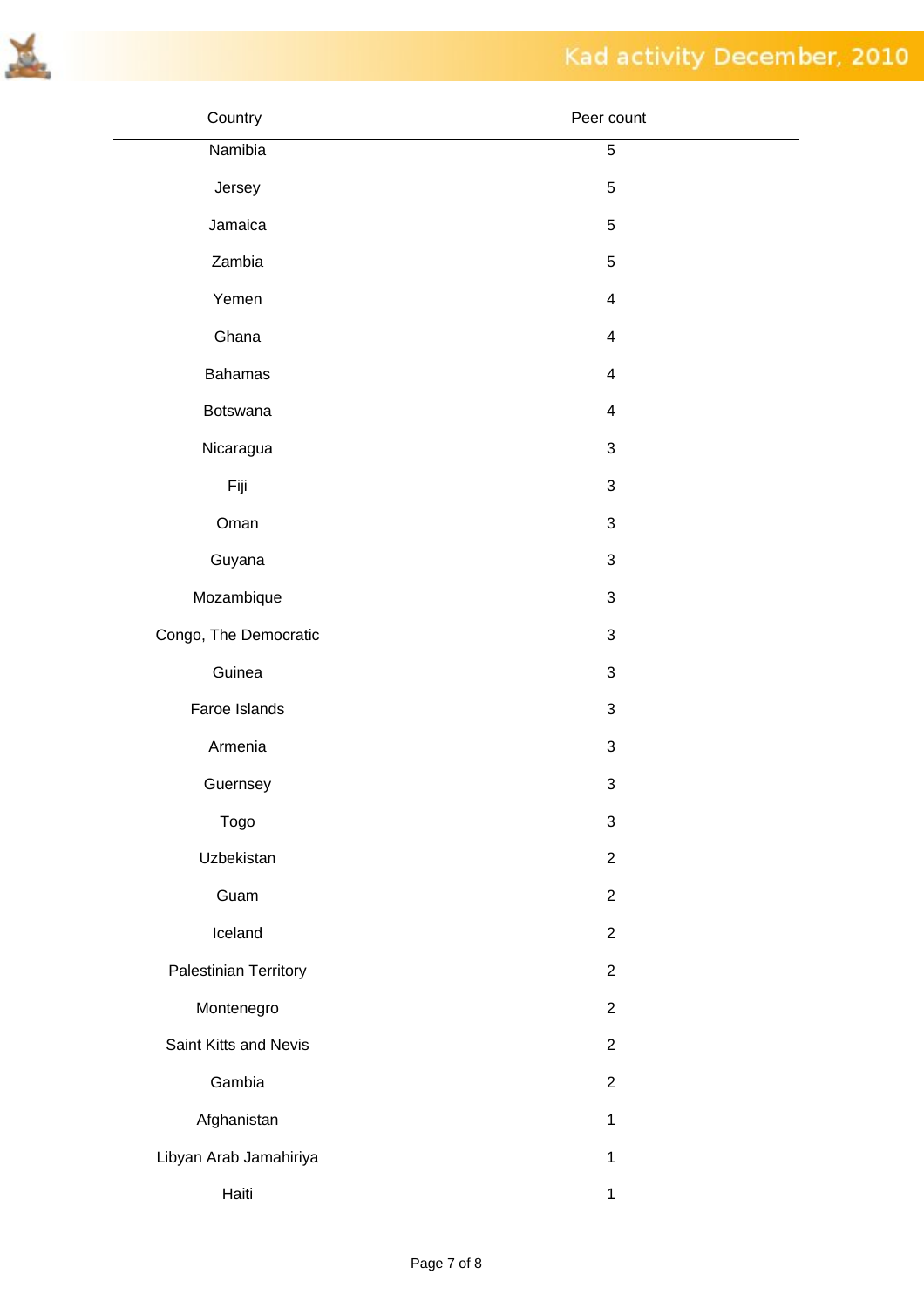| Country | Peer count |
|---|---|
| Namibia | 5 |
| Jersey | 5 |
| Jamaica | 5 |
| Zambia | 5 |
| Yemen | 4 |
| Ghana | 4 |
| Bahamas | 4 |
| Botswana | 4 |
| Nicaragua | 3 |
| Fiji | 3 |
| Oman | 3 |
| Guyana | 3 |
| Mozambique | 3 |
| Congo, The Democratic | 3 |
| Guinea | 3 |
| Faroe Islands | 3 |
| Armenia | 3 |
| Guernsey | 3 |
| Togo | 3 |
| Uzbekistan | 2 |
| Guam | 2 |
| Iceland | 2 |
| Palestinian Territory | 2 |
| Montenegro | 2 |
| Saint Kitts and Nevis | 2 |
| Gambia | 2 |
| Afghanistan | 1 |
| Libyan Arab Jamahiriya | 1 |
| Haiti | 1 |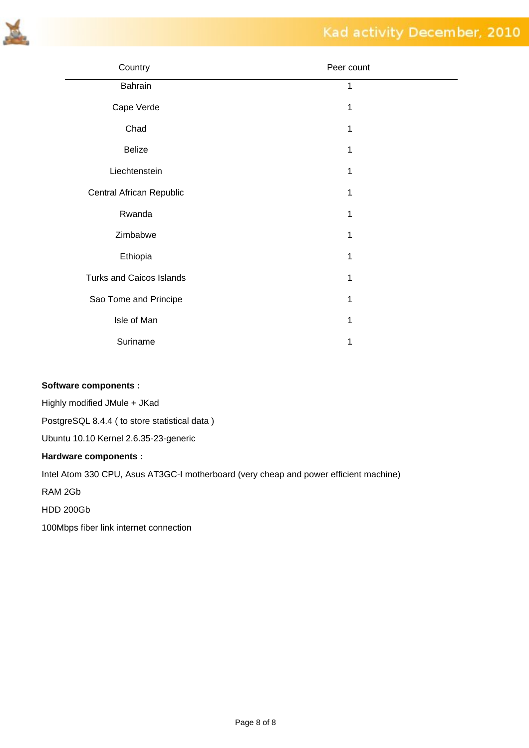| Country | Peer count |
| --- | --- |
| Bahrain | 1 |
| Cape Verde | 1 |
| Chad | 1 |
| Belize | 1 |
| Liechtenstein | 1 |
| Central African Republic | 1 |
| Rwanda | 1 |
| Zimbabwe | 1 |
| Ethiopia | 1 |
| Turks and Caicos Islands | 1 |
| Sao Tome and Principe | 1 |
| Isle of Man | 1 |
| Suriname | 1 |

**Software components :**

Highly modified JMule + JKad

PostgreSQL 8.4.4 ( to store statistical data )

Ubuntu 10.10 Kernel 2.6.35-23-generic

**Hardware components :**

Intel Atom 330 CPU, Asus AT3GC-I motherboard (very cheap and power efficient machine)

RAM 2Gb

HDD 200Gb

100Mbps fiber link internet connection